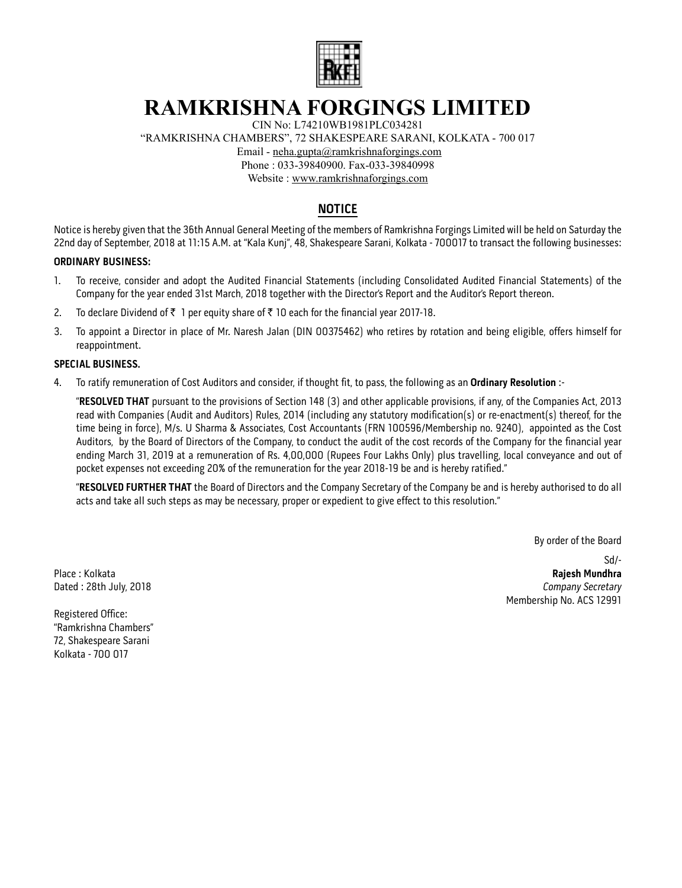# RAMKRISHNA FORGINGS LIMITED

CIN No: L74210WB1981PLC034281

"RAMKRISHNA CHAMBERS", 72 SHAKESPEARE SARANI, KOLKATA - 700 017

Email - neha.gupta@ramkrishnaforgings.com

Phone : 033-39840900. Fax-033-39840998

Website : www.ramkrishnaforgings.com

## NOTICE

Notice is hereby given that the 36th Annual General Meeting of the members of Ramkrishna Forgings Limited will be held on Saturday the 22nd day of September, 2018 at 11:15 A.M. at "Kala Kunj", 48, Shakespeare Sarani, Kolkata - 700017 to transact the following businesses:

**ORDINARY BUSINESS:**

1. To receive, consider and adopt the Audited Financial Statements (including Consolidated Audited Financial Statements) of the Company for the year ended 31st March, 2018 together with the Director's Report and the Auditor's Report thereon.
2. To declare Dividend of ₹ 1 per equity share of ₹ 10 each for the financial year 2017-18.
3. To appoint a Director in place of Mr. Naresh Jalan (DIN 00375462) who retires by rotation and being eligible, offers himself for reappointment.

**SPECIAL BUSINESS.**

4. To ratify remuneration of Cost Auditors and consider, if thought fit, to pass, the following as an **Ordinary Resolution** :-

   "**RESOLVED THAT** pursuant to the provisions of Section 148 (3) and other applicable provisions, if any, of the Companies Act, 2013 read with Companies (Audit and Auditors) Rules, 2014 (including any statutory modification(s) or re-enactment(s) thereof, for the time being in force), M/s. U Sharma & Associates, Cost Accountants (FRN 100596/Membership no. 9240), appointed as the Cost Auditors, by the Board of Directors of the Company, to conduct the audit of the cost records of the Company for the financial year ending March 31, 2019 at a remuneration of Rs. 4,00,000 (Rupees Four Lakhs Only) plus travelling, local conveyance and out of pocket expenses not exceeding 20% of the remuneration for the year 2018-19 be and is hereby ratified."

   "**RESOLVED FURTHER THAT** the Board of Directors and the Company Secretary of the Company be and is hereby authorised to do all acts and take all such steps as may be necessary, proper or expedient to give effect to this resolution."

By order of the Board

Sd/-

**Rajesh Mundhra**

*Company Secretary*

Membership No. ACS 12991

Place : Kolkata

Dated : 28th July, 2018

Registered Office:
"Ramkrishna Chambers"
72, Shakespeare Sarani
Kolkata - 700 017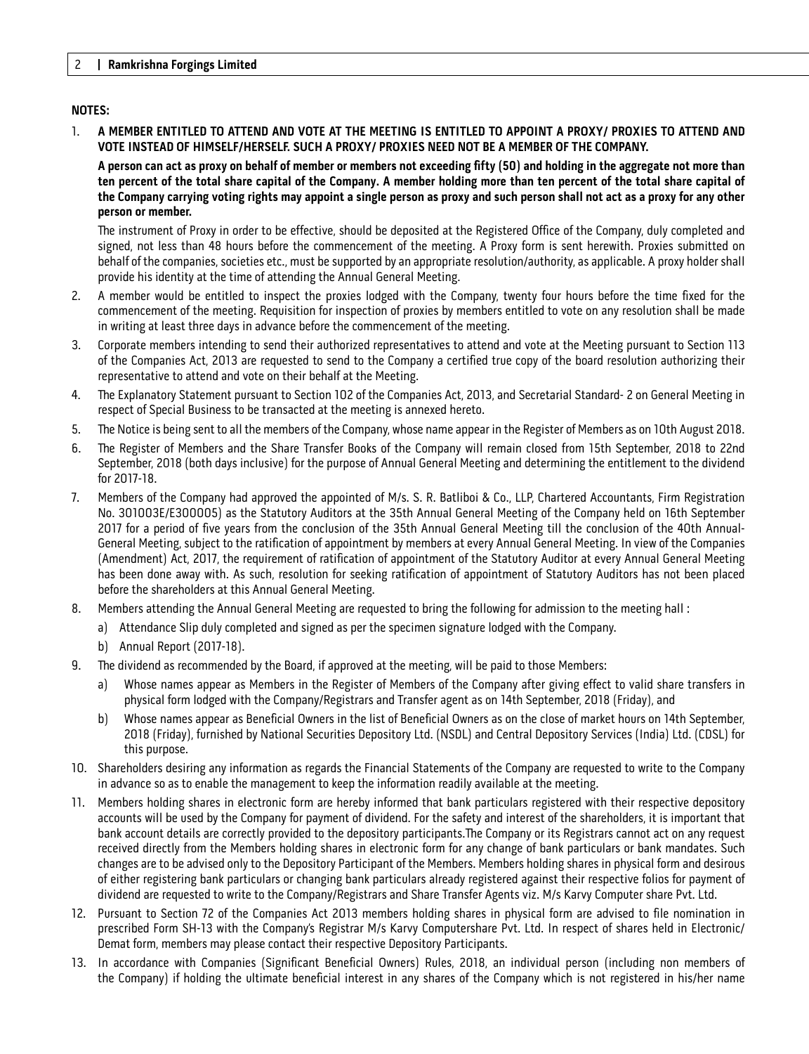**NOTES:**

1. **A MEMBER ENTITLED TO ATTEND AND VOTE AT THE MEETING IS ENTITLED TO APPOINT A PROXY/ PROXIES TO ATTEND AND VOTE INSTEAD OF HIMSELF/HERSELF. SUCH A PROXY/ PROXIES NEED NOT BE A MEMBER OF THE COMPANY.**

   **A person can act as proxy on behalf of member or members not exceeding fifty (50) and holding in the aggregate not more than ten percent of the total share capital of the Company. A member holding more than ten percent of the total share capital of the Company carrying voting rights may appoint a single person as proxy and such person shall not act as a proxy for any other person or member.**

   The instrument of Proxy in order to be effective, should be deposited at the Registered Office of the Company, duly completed and signed, not less than 48 hours before the commencement of the meeting. A Proxy form is sent herewith. Proxies submitted on behalf of the companies, societies etc., must be supported by an appropriate resolution/authority, as applicable. A proxy holder shall provide his identity at the time of attending the Annual General Meeting.

2. A member would be entitled to inspect the proxies lodged with the Company, twenty four hours before the time fixed for the commencement of the meeting. Requisition for inspection of proxies by members entitled to vote on any resolution shall be made in writing at least three days in advance before the commencement of the meeting.

3. Corporate members intending to send their authorized representatives to attend and vote at the Meeting pursuant to Section 113 of the Companies Act, 2013 are requested to send to the Company a certified true copy of the board resolution authorizing their representative to attend and vote on their behalf at the Meeting.

4. The Explanatory Statement pursuant to Section 102 of the Companies Act, 2013, and Secretarial Standard- 2 on General Meeting in respect of Special Business to be transacted at the meeting is annexed hereto.

5. The Notice is being sent to all the members of the Company, whose name appear in the Register of Members as on 10th August 2018.

6. The Register of Members and the Share Transfer Books of the Company will remain closed from 15th September, 2018 to 22nd September, 2018 (both days inclusive) for the purpose of Annual General Meeting and determining the entitlement to the dividend for 2017-18.

7. Members of the Company had approved the appointed of M/s. S. R. Batliboi & Co., LLP, Chartered Accountants, Firm Registration No. 301003E/E300005) as the Statutory Auditors at the 35th Annual General Meeting of the Company held on 16th September 2017 for a period of five years from the conclusion of the 35th Annual General Meeting till the conclusion of the 40th Annual-General Meeting, subject to the ratification of appointment by members at every Annual General Meeting. In view of the Companies (Amendment) Act, 2017, the requirement of ratification of appointment of the Statutory Auditor at every Annual General Meeting has been done away with. As such, resolution for seeking ratification of appointment of Statutory Auditors has not been placed before the shareholders at this Annual General Meeting.

8. Members attending the Annual General Meeting are requested to bring the following for admission to the meeting hall :

   a) Attendance Slip duly completed and signed as per the specimen signature lodged with the Company.

   b) Annual Report (2017-18).

9. The dividend as recommended by the Board, if approved at the meeting, will be paid to those Members:

   a) Whose names appear as Members in the Register of Members of the Company after giving effect to valid share transfers in physical form lodged with the Company/Registrars and Transfer agent as on 14th September, 2018 (Friday), and

   b) Whose names appear as Beneficial Owners in the list of Beneficial Owners as on the close of market hours on 14th September, 2018 (Friday), furnished by National Securities Depository Ltd. (NSDL) and Central Depository Services (India) Ltd. (CDSL) for this purpose.

10. Shareholders desiring any information as regards the Financial Statements of the Company are requested to write to the Company in advance so as to enable the management to keep the information readily available at the meeting.

11. Members holding shares in electronic form are hereby informed that bank particulars registered with their respective depository accounts will be used by the Company for payment of dividend. For the safety and interest of the shareholders, it is important that bank account details are correctly provided to the depository participants.The Company or its Registrars cannot act on any request received directly from the Members holding shares in electronic form for any change of bank particulars or bank mandates. Such changes are to be advised only to the Depository Participant of the Members. Members holding shares in physical form and desirous of either registering bank particulars or changing bank particulars already registered against their respective folios for payment of dividend are requested to write to the Company/Registrars and Share Transfer Agents viz. M/s Karvy Computer share Pvt. Ltd.

12. Pursuant to Section 72 of the Companies Act 2013 members holding shares in physical form are advised to file nomination in prescribed Form SH-13 with the Company's Registrar M/s Karvy Computershare Pvt. Ltd. In respect of shares held in Electronic/ Demat form, members may please contact their respective Depository Participants.

13. In accordance with Companies (Significant Beneficial Owners) Rules, 2018, an individual person (including non members of the Company) if holding the ultimate beneficial interest in any shares of the Company which is not registered in his/her name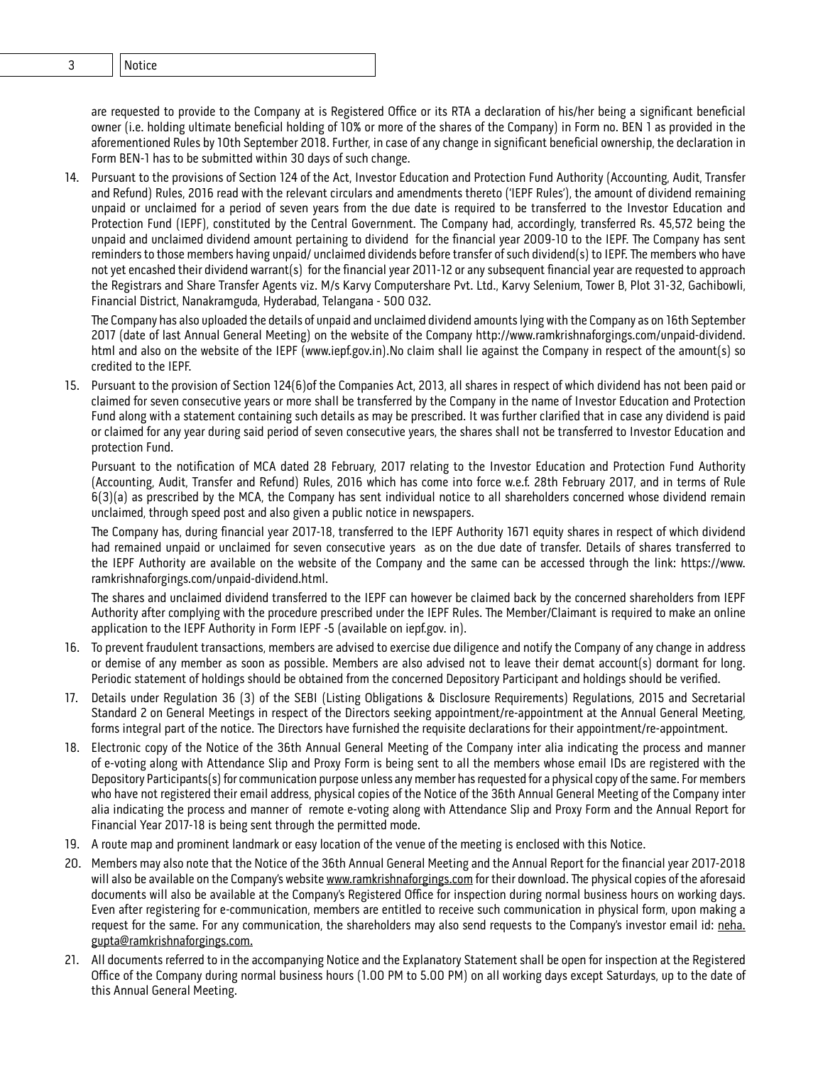are requested to provide to the Company at is Registered Office or its RTA a declaration of his/her being a significant beneficial owner (i.e. holding ultimate beneficial holding of 10% or more of the shares of the Company) in Form no. BEN 1 as provided in the aforementioned Rules by 10th September 2018. Further, in case of any change in significant beneficial ownership, the declaration in Form BEN-1 has to be submitted within 30 days of such change.

14. Pursuant to the provisions of Section 124 of the Act, Investor Education and Protection Fund Authority (Accounting, Audit, Transfer and Refund) Rules, 2016 read with the relevant circulars and amendments thereto ('IEPF Rules'), the amount of dividend remaining unpaid or unclaimed for a period of seven years from the due date is required to be transferred to the Investor Education and Protection Fund (IEPF), constituted by the Central Government. The Company had, accordingly, transferred Rs. 45,572 being the unpaid and unclaimed dividend amount pertaining to dividend for the financial year 2009-10 to the IEPF. The Company has sent reminders to those members having unpaid/ unclaimed dividends before transfer of such dividend(s) to IEPF. The members who have not yet encashed their dividend warrant(s) for the financial year 2011-12 or any subsequent financial year are requested to approach the Registrars and Share Transfer Agents viz. M/s Karvy Computershare Pvt. Ltd., Karvy Selenium, Tower B, Plot 31-32, Gachibowli, Financial District, Nanakramguda, Hyderabad, Telangana - 500 032.

    The Company has also uploaded the details of unpaid and unclaimed dividend amounts lying with the Company as on 16th September 2017 (date of last Annual General Meeting) on the website of the Company http://www.ramkrishnaforgings.com/unpaid-dividend.html and also on the website of the IEPF (www.iepf.gov.in).No claim shall lie against the Company in respect of the amount(s) so credited to the IEPF.

15. Pursuant to the provision of Section 124(6)of the Companies Act, 2013, all shares in respect of which dividend has not been paid or claimed for seven consecutive years or more shall be transferred by the Company in the name of Investor Education and Protection Fund along with a statement containing such details as may be prescribed. It was further clarified that in case any dividend is paid or claimed for any year during said period of seven consecutive years, the shares shall not be transferred to Investor Education and protection Fund.

    Pursuant to the notification of MCA dated 28 February, 2017 relating to the Investor Education and Protection Fund Authority (Accounting, Audit, Transfer and Refund) Rules, 2016 which has come into force w.e.f. 28th February 2017, and in terms of Rule 6(3)(a) as prescribed by the MCA, the Company has sent individual notice to all shareholders concerned whose dividend remain unclaimed, through speed post and also given a public notice in newspapers.

    The Company has, during financial year 2017-18, transferred to the IEPF Authority 1671 equity shares in respect of which dividend had remained unpaid or unclaimed for seven consecutive years as on the due date of transfer. Details of shares transferred to the IEPF Authority are available on the website of the Company and the same can be accessed through the link: https://www.ramkrishnaforgings.com/unpaid-dividend.html.

    The shares and unclaimed dividend transferred to the IEPF can however be claimed back by the concerned shareholders from IEPF Authority after complying with the procedure prescribed under the IEPF Rules. The Member/Claimant is required to make an online application to the IEPF Authority in Form IEPF -5 (available on iepf.gov. in).

16. To prevent fraudulent transactions, members are advised to exercise due diligence and notify the Company of any change in address or demise of any member as soon as possible. Members are also advised not to leave their demat account(s) dormant for long. Periodic statement of holdings should be obtained from the concerned Depository Participant and holdings should be verified.

17. Details under Regulation 36 (3) of the SEBI (Listing Obligations & Disclosure Requirements) Regulations, 2015 and Secretarial Standard 2 on General Meetings in respect of the Directors seeking appointment/re-appointment at the Annual General Meeting, forms integral part of the notice. The Directors have furnished the requisite declarations for their appointment/re-appointment.

18. Electronic copy of the Notice of the 36th Annual General Meeting of the Company inter alia indicating the process and manner of e-voting along with Attendance Slip and Proxy Form is being sent to all the members whose email IDs are registered with the Depository Participants(s) for communication purpose unless any member has requested for a physical copy of the same. For members who have not registered their email address, physical copies of the Notice of the 36th Annual General Meeting of the Company inter alia indicating the process and manner of remote e-voting along with Attendance Slip and Proxy Form and the Annual Report for Financial Year 2017-18 is being sent through the permitted mode.

19. A route map and prominent landmark or easy location of the venue of the meeting is enclosed with this Notice.

20. Members may also note that the Notice of the 36th Annual General Meeting and the Annual Report for the financial year 2017-2018 will also be available on the Company's website www.ramkrishnaforgings.com for their download. The physical copies of the aforesaid documents will also be available at the Company's Registered Office for inspection during normal business hours on working days. Even after registering for e-communication, members are entitled to receive such communication in physical form, upon making a request for the same. For any communication, the shareholders may also send requests to the Company's investor email id: neha.gupta@ramkrishnaforgings.com.

21. All documents referred to in the accompanying Notice and the Explanatory Statement shall be open for inspection at the Registered Office of the Company during normal business hours (1.00 PM to 5.00 PM) on all working days except Saturdays, up to the date of this Annual General Meeting.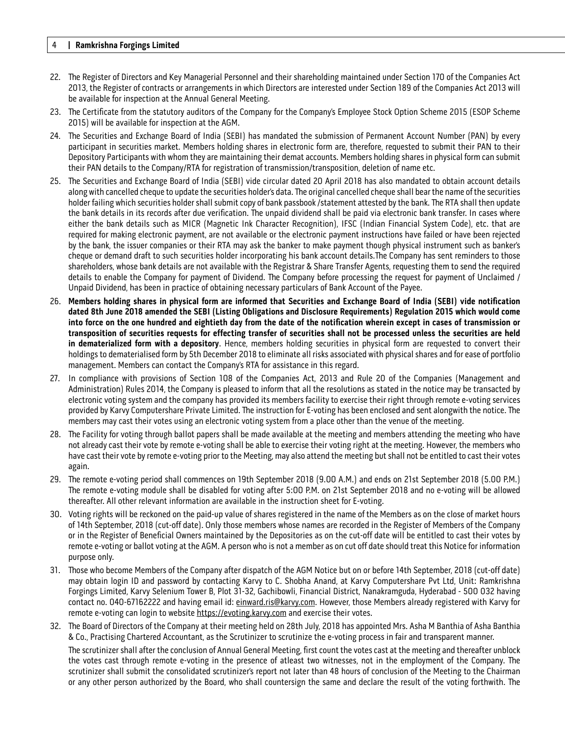22. The Register of Directors and Key Managerial Personnel and their shareholding maintained under Section 170 of the Companies Act 2013, the Register of contracts or arrangements in which Directors are interested under Section 189 of the Companies Act 2013 will be available for inspection at the Annual General Meeting.

23. The Certificate from the statutory auditors of the Company for the Company's Employee Stock Option Scheme 2015 (ESOP Scheme 2015) will be available for inspection at the AGM.

24. The Securities and Exchange Board of India (SEBI) has mandated the submission of Permanent Account Number (PAN) by every participant in securities market. Members holding shares in electronic form are, therefore, requested to submit their PAN to their Depository Participants with whom they are maintaining their demat accounts. Members holding shares in physical form can submit their PAN details to the Company/RTA for registration of transmission/transposition, deletion of name etc.

25. The Securities and Exchange Board of India (SEBI) vide circular dated 20 April 2018 has also mandated to obtain account details along with cancelled cheque to update the securities holder's data. The original cancelled cheque shall bear the name of the securities holder failing which securities holder shall submit copy of bank passbook /statement attested by the bank. The RTA shall then update the bank details in its records after due verification. The unpaid dividend shall be paid via electronic bank transfer. In cases where either the bank details such as MICR (Magnetic Ink Character Recognition), IFSC (Indian Financial System Code), etc. that are required for making electronic payment, are not available or the electronic payment instructions have failed or have been rejected by the bank, the issuer companies or their RTA may ask the banker to make payment though physical instrument such as banker's cheque or demand draft to such securities holder incorporating his bank account details.The Company has sent reminders to those shareholders, whose bank details are not available with the Registrar & Share Transfer Agents, requesting them to send the required details to enable the Company for payment of Dividend. The Company before processing the request for payment of Unclaimed / Unpaid Dividend, has been in practice of obtaining necessary particulars of Bank Account of the Payee.

26. **Members holding shares in physical form are informed that Securities and Exchange Board of India (SEBI) vide notification dated 8th June 2018 amended the SEBI (Listing Obligations and Disclosure Requirements) Regulation 2015 which would come into force on the one hundred and eightieth day from the date of the notification wherein except in cases of transmission or transposition of securities requests for effecting transfer of securities shall not be processed unless the securities are held in dematerialized form with a depository**. Hence, members holding securities in physical form are requested to convert their holdings to dematerialised form by 5th December 2018 to eliminate all risks associated with physical shares and for ease of portfolio management. Members can contact the Company's RTA for assistance in this regard.

27. In compliance with provisions of Section 108 of the Companies Act, 2013 and Rule 20 of the Companies (Management and Administration) Rules 2014, the Company is pleased to inform that all the resolutions as stated in the notice may be transacted by electronic voting system and the company has provided its members facility to exercise their right through remote e-voting services provided by Karvy Computershare Private Limited. The instruction for E-voting has been enclosed and sent alongwith the notice. The members may cast their votes using an electronic voting system from a place other than the venue of the meeting.

28. The Facility for voting through ballot papers shall be made available at the meeting and members attending the meeting who have not already cast their vote by remote e-voting shall be able to exercise their voting right at the meeting. However, the members who have cast their vote by remote e-voting prior to the Meeting, may also attend the meeting but shall not be entitled to cast their votes again.

29. The remote e-voting period shall commences on 19th September 2018 (9.00 A.M.) and ends on 21st September 2018 (5.00 P.M.) The remote e-voting module shall be disabled for voting after 5:00 P.M. on 21st September 2018 and no e-voting will be allowed thereafter. All other relevant information are available in the instruction sheet for E-voting.

30. Voting rights will be reckoned on the paid-up value of shares registered in the name of the Members as on the close of market hours of 14th September, 2018 (cut-off date). Only those members whose names are recorded in the Register of Members of the Company or in the Register of Beneficial Owners maintained by the Depositories as on the cut-off date will be entitled to cast their votes by remote e-voting or ballot voting at the AGM. A person who is not a member as on cut off date should treat this Notice for information purpose only.

31. Those who become Members of the Company after dispatch of the AGM Notice but on or before 14th September, 2018 (cut-off date) may obtain login ID and password by contacting Karvy to C. Shobha Anand, at Karvy Computershare Pvt Ltd, Unit: Ramkrishna Forgings Limited, Karvy Selenium Tower B, Plot 31-32, Gachibowli, Financial District, Nanakramguda, Hyderabad - 500 032 having contact no. 040-67162222 and having email id: einward.ris@karvy.com. However, those Members already registered with Karvy for remote e-voting can login to website https://evoting.karvy.com and exercise their votes.

32. The Board of Directors of the Company at their meeting held on 28th July, 2018 has appointed Mrs. Asha M Banthia of Asha Banthia & Co., Practising Chartered Accountant, as the Scrutinizer to scrutinize the e-voting process in fair and transparent manner.

    The scrutinizer shall after the conclusion of Annual General Meeting, first count the votes cast at the meeting and thereafter unblock the votes cast through remote e-voting in the presence of atleast two witnesses, not in the employment of the Company. The scrutinizer shall submit the consolidated scrutinizer's report not later than 48 hours of conclusion of the Meeting to the Chairman or any other person authorized by the Board, who shall countersign the same and declare the result of the voting forthwith. The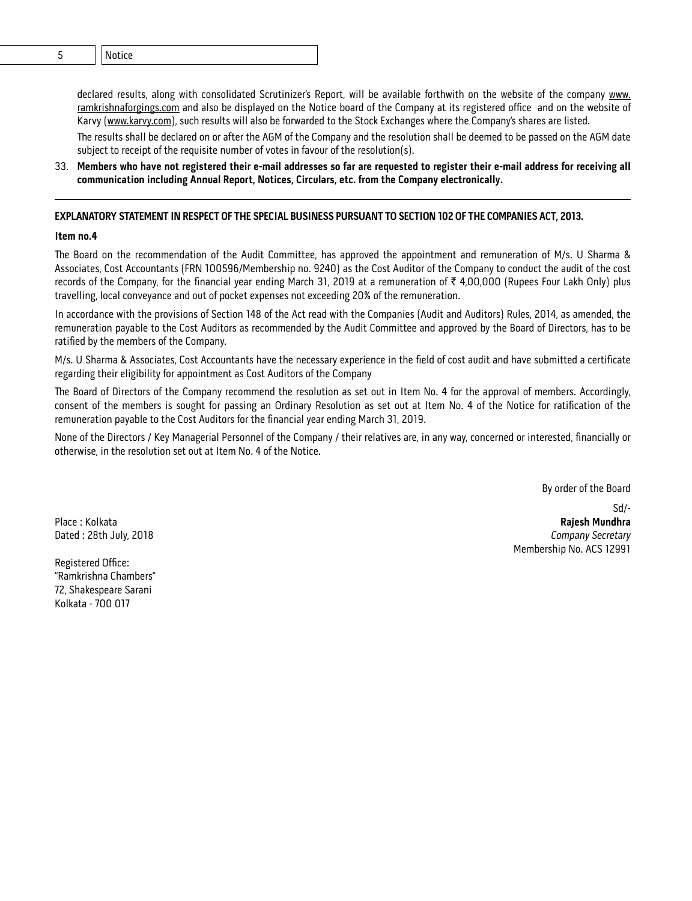declared results, along with consolidated Scrutinizer's Report, will be available forthwith on the website of the company www.ramkrishnaforgings.com and also be displayed on the Notice board of the Company at its registered office and on the website of Karvy (www.karvy.com), such results will also be forwarded to the Stock Exchanges where the Company's shares are listed.

The results shall be declared on or after the AGM of the Company and the resolution shall be deemed to be passed on the AGM date subject to receipt of the requisite number of votes in favour of the resolution(s).

33. **Members who have not registered their e-mail addresses so far are requested to register their e-mail address for receiving all communication including Annual Report, Notices, Circulars, etc. from the Company electronically.**

---

**EXPLANATORY STATEMENT IN RESPECT OF THE SPECIAL BUSINESS PURSUANT TO SECTION 102 OF THE COMPANIES ACT, 2013.**

**Item no.4**

The Board on the recommendation of the Audit Committee, has approved the appointment and remuneration of M/s. U Sharma & Associates, Cost Accountants (FRN 100596/Membership no. 9240) as the Cost Auditor of the Company to conduct the audit of the cost records of the Company, for the financial year ending March 31, 2019 at a remuneration of ₹ 4,00,000 (Rupees Four Lakh Only) plus travelling, local conveyance and out of pocket expenses not exceeding 20% of the remuneration.

In accordance with the provisions of Section 148 of the Act read with the Companies (Audit and Auditors) Rules, 2014, as amended, the remuneration payable to the Cost Auditors as recommended by the Audit Committee and approved by the Board of Directors, has to be ratified by the members of the Company.

M/s. U Sharma & Associates, Cost Accountants have the necessary experience in the field of cost audit and have submitted a certificate regarding their eligibility for appointment as Cost Auditors of the Company

The Board of Directors of the Company recommend the resolution as set out in Item No. 4 for the approval of members. Accordingly, consent of the members is sought for passing an Ordinary Resolution as set out at Item No. 4 of the Notice for ratification of the remuneration payable to the Cost Auditors for the financial year ending March 31, 2019.

None of the Directors / Key Managerial Personnel of the Company / their relatives are, in any way, concerned or interested, financially or otherwise, in the resolution set out at Item No. 4 of the Notice.

By order of the Board

Sd/-
**Rajesh Mundhra**
*Company Secretary*
Membership No. ACS 12991

Place : Kolkata
Dated : 28th July, 2018

Registered Office:
"Ramkrishna Chambers"
72, Shakespeare Sarani
Kolkata - 700 017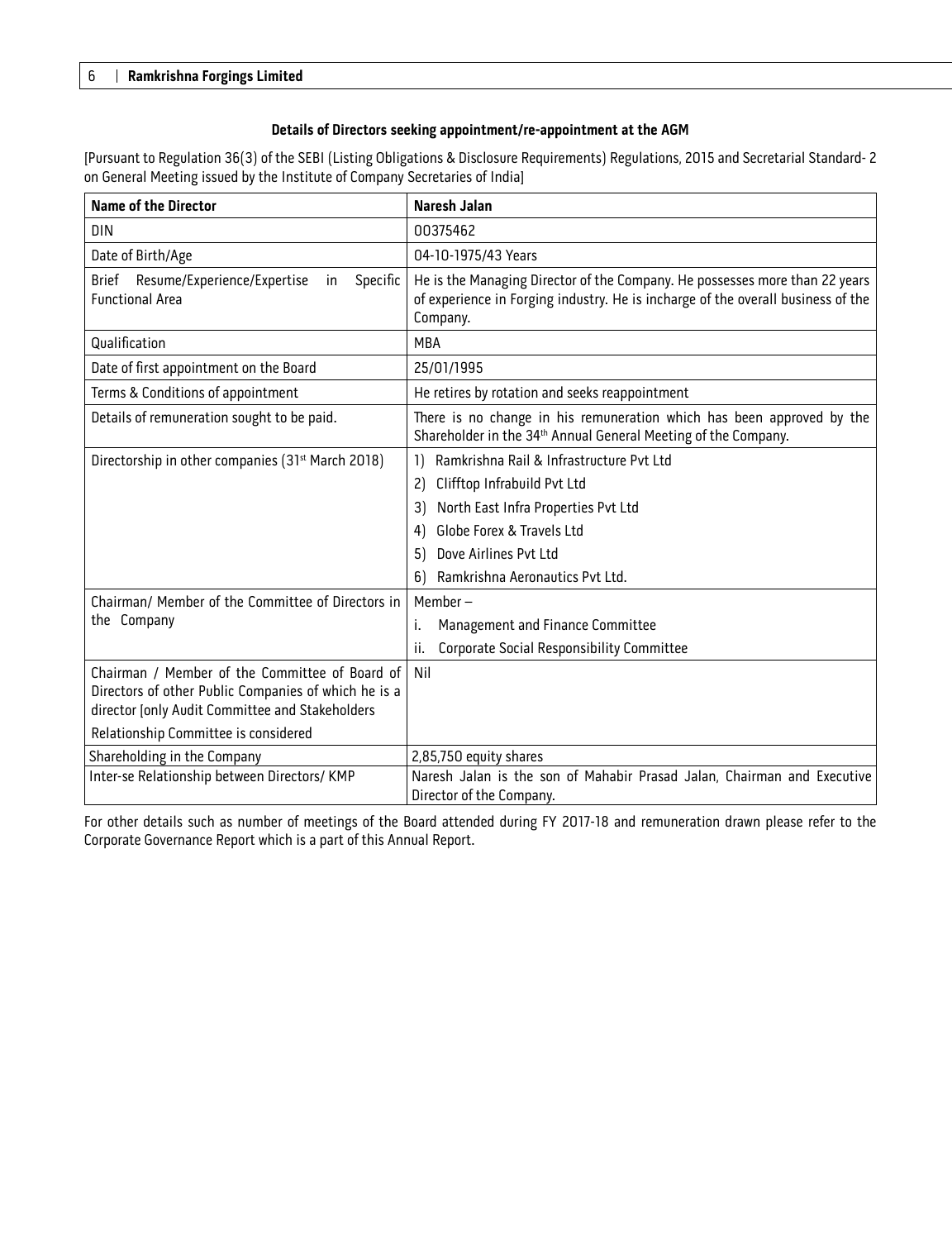## Details of Directors seeking appointment/re-appointment at the AGM

[Pursuant to Regulation 36(3) of the SEBI (Listing Obligations & Disclosure Requirements) Regulations, 2015 and Secretarial Standard- 2 on General Meeting issued by the Institute of Company Secretaries of India]

| **Name of the Director** | **Naresh Jalan** |
|---|---|
| DIN | 00375462 |
| Date of Birth/Age | 04-10-1975/43 Years |
| Brief Resume/Experience/Expertise in Specific Functional Area | He is the Managing Director of the Company. He possesses more than 22 years of experience in Forging industry. He is incharge of the overall business of the Company. |
| Qualification | MBA |
| Date of first appointment on the Board | 25/01/1995 |
| Terms & Conditions of appointment | He retires by rotation and seeks reappointment |
| Details of remuneration sought to be paid. | There is no change in his remuneration which has been approved by the Shareholder in the 34th Annual General Meeting of the Company. |
| Directorship in other companies (31st March 2018) | 1) Ramkrishna Rail & Infrastructure Pvt Ltd<br>2) Clifftop Infrabuild Pvt Ltd<br>3) North East Infra Properties Pvt Ltd<br>4) Globe Forex & Travels Ltd<br>5) Dove Airlines Pvt Ltd<br>6) Ramkrishna Aeronautics Pvt Ltd. |
| Chairman/ Member of the Committee of Directors in the Company | Member –<br>i. Management and Finance Committee<br>ii. Corporate Social Responsibility Committee |
| Chairman / Member of the Committee of Board of Directors of other Public Companies of which he is a director [only Audit Committee and Stakeholders Relationship Committee is considered | Nil |
| Shareholding in the Company | 2,85,750 equity shares |
| Inter-se Relationship between Directors/ KMP | Naresh Jalan is the son of Mahabir Prasad Jalan, Chairman and Executive Director of the Company. |

For other details such as number of meetings of the Board attended during FY 2017-18 and remuneration drawn please refer to the Corporate Governance Report which is a part of this Annual Report.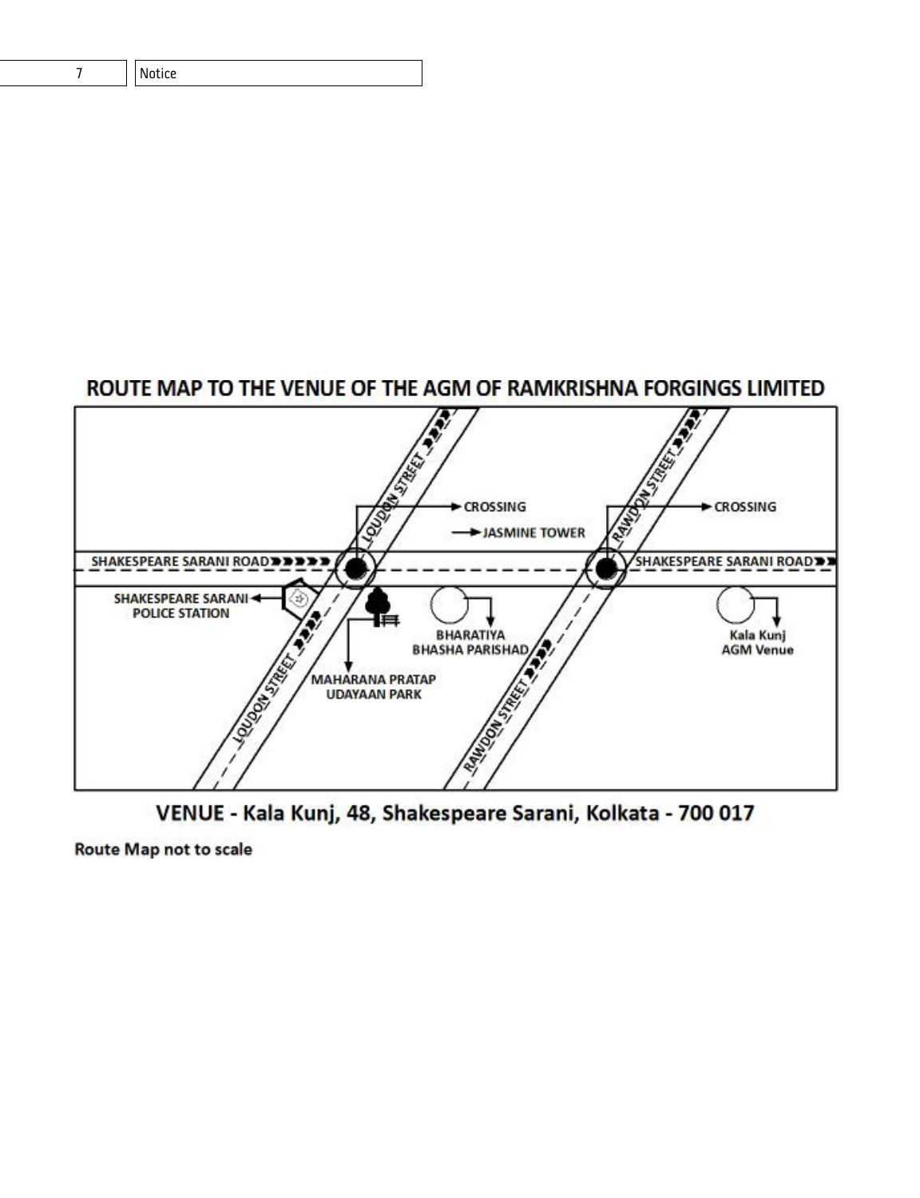## ROUTE MAP TO THE VENUE OF THE AGM OF RAMKRISHNA FORGINGS LIMITED

LOUDON STREET

RAWDON STREET

CROSSING

CROSSING

JASMINE TOWER

SHAKESPEARE SARANI ROAD

SHAKESPEARE SARANI ROAD

SHAKESPEARE SARANI POLICE STATION

BHARATIYA BHASHA PARISHAD

Kala Kunj AGM Venue

MAHARANA PRATAP UDAYAAN PARK

LOUDON STREET

RAWDON STREET

**VENUE - Kala Kunj, 48, Shakespeare Sarani, Kolkata - 700 017**

**Route Map not to scale**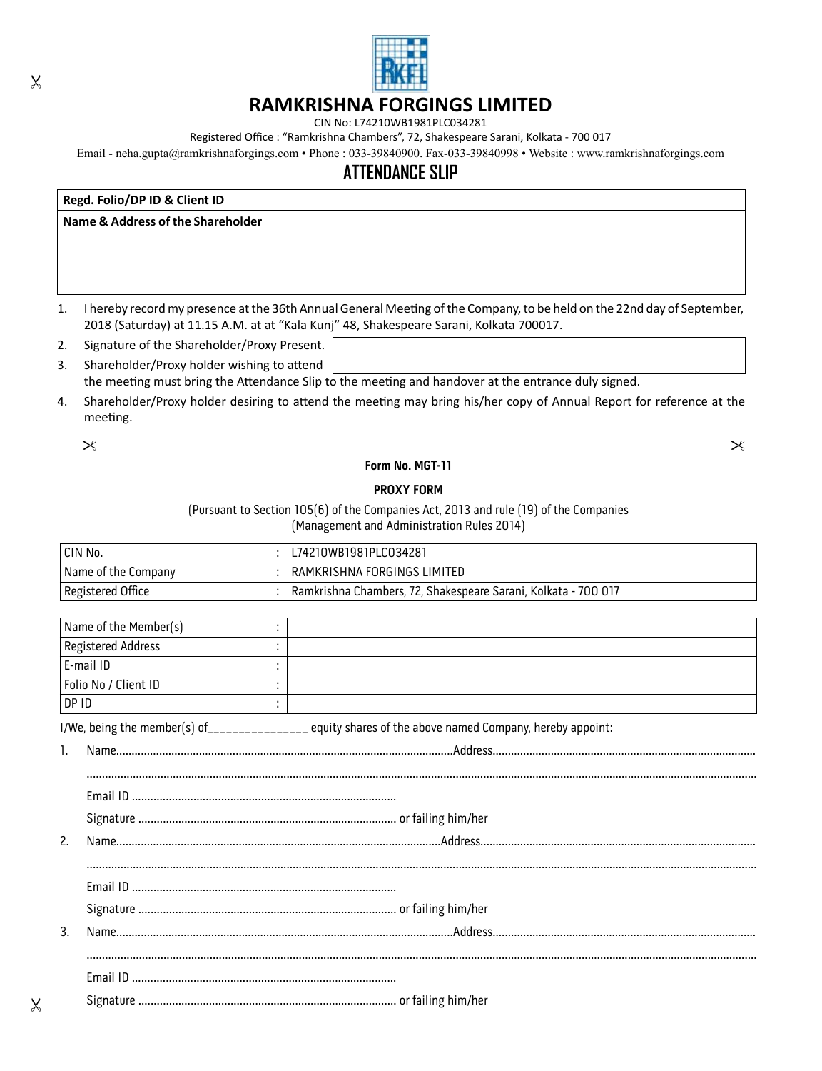# RAMKRISHNA FORGINGS LIMITED

CIN No: L74210WB1981PLC034281

Registered Office : "Ramkrishna Chambers", 72, Shakespeare Sarani, Kolkata - 700 017

Email - neha.gupta@ramkrishnaforgings.com • Phone : 033-39840900. Fax-033-39840998 • Website : www.ramkrishnaforgings.com

## ATTENDANCE SLIP

| Regd. Folio/DP ID & Client ID | |
|---|---|
| Name & Address of the Shareholder | |

1. I hereby record my presence at the 36th Annual General Meeting of the Company, to be held on the 22nd day of September, 2018 (Saturday) at 11.15 A.M. at at "Kala Kunj" 48, Shakespeare Sarani, Kolkata 700017.
2. Signature of the Shareholder/Proxy Present.
3. Shareholder/Proxy holder wishing to attend the meeting must bring the Attendance Slip to the meeting and handover at the entrance duly signed.
4. Shareholder/Proxy holder desiring to attend the meeting may bring his/her copy of Annual Report for reference at the meeting.

---

**Form No. MGT-11**

**PROXY FORM**

(Pursuant to Section 105(6) of the Companies Act, 2013 and rule (19) of the Companies (Management and Administration Rules 2014)

| CIN No. | : | L74210WB1981PLC034281 |
|---|---|---|
| Name of the Company | : | RAMKRISHNA FORGINGS LIMITED |
| Registered Office | : | Ramkrishna Chambers, 72, Shakespeare Sarani, Kolkata - 700 017 |

| Name of the Member(s) | : | |
|---|---|---|
| Registered Address | : | |
| E-mail ID | : | |
| Folio No / Client ID | : | |
| DP ID | : | |

I/We, being the member(s) of______________ equity shares of the above named Company, hereby appoint:

1. Name.............................................Address.............................................

   .............................................................................................

   Email ID .............................................

   Signature ............................................. or failing him/her

2. Name.............................................Address.............................................

   .............................................................................................

   Email ID .............................................

   Signature ............................................. or failing him/her

3. Name.............................................Address.............................................

   .............................................................................................

   Email ID .............................................

   Signature ............................................. or failing him/her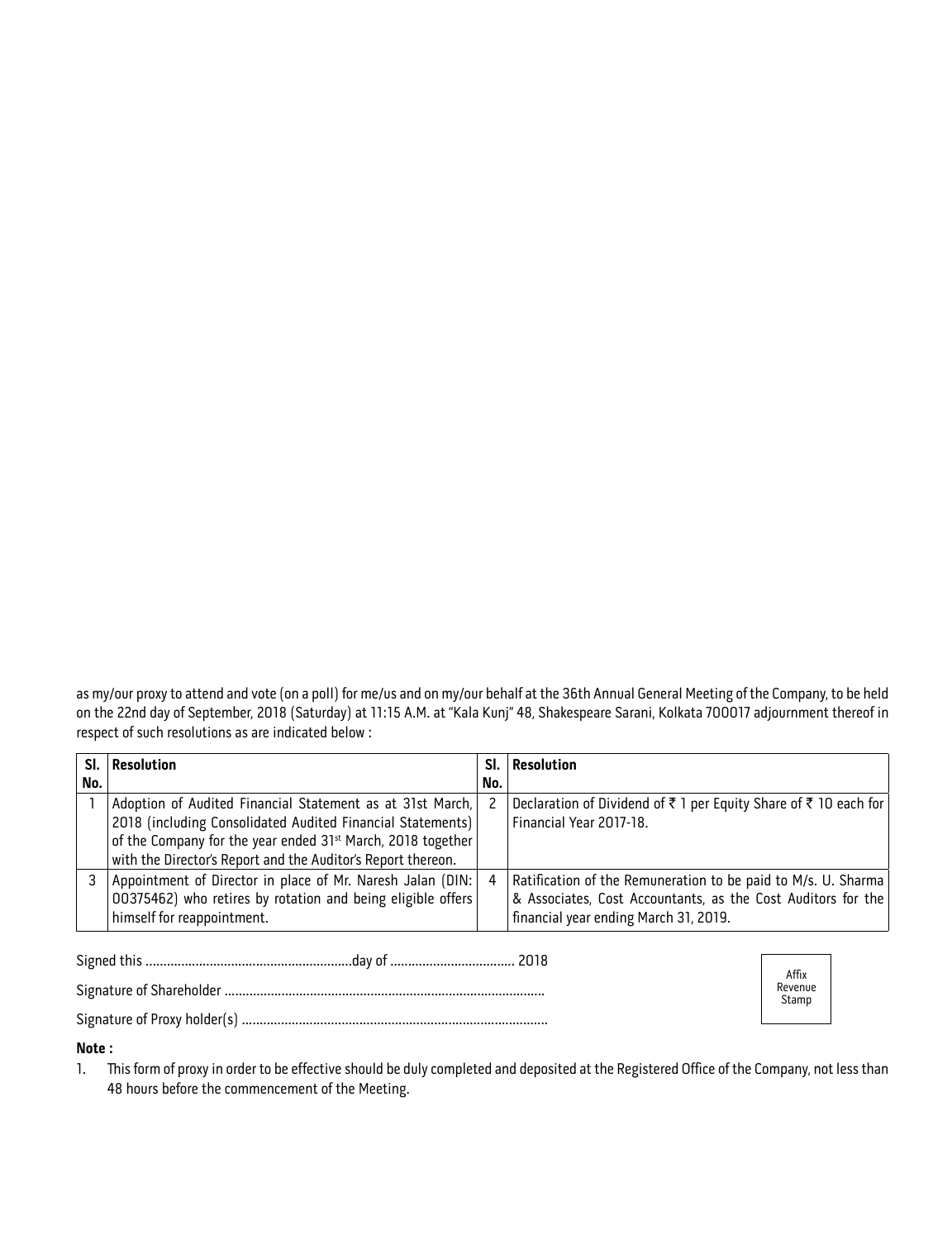as my/our proxy to attend and vote (on a poll) for me/us and on my/our behalf at the 36th Annual General Meeting of the Company, to be held on the 22nd day of September, 2018 (Saturday) at 11:15 A.M. at "Kala Kunj" 48, Shakespeare Sarani, Kolkata 700017 adjournment thereof in respect of such resolutions as are indicated below :

| Sl. No. | Resolution | Sl. No. | Resolution |
|---|---|---|---|
| 1 | Adoption of Audited Financial Statement as at 31st March, 2018 (including Consolidated Audited Financial Statements) of the Company for the year ended 31st March, 2018 together with the Director's Report and the Auditor's Report thereon. | 2 | Declaration of Dividend of ₹ 1 per Equity Share of ₹ 10 each for Financial Year 2017-18. |
| 3 | Appointment of Director in place of Mr. Naresh Jalan (DIN: 00375462) who retires by rotation and being eligible offers himself for reappointment. | 4 | Ratification of the Remuneration to be paid to M/s. U. Sharma & Associates, Cost Accountants, as the Cost Auditors for the financial year ending March 31, 2019. |

Signed this ..........................................................day of .................................. 2018

Signature of Shareholder .........................................................................................

Signature of Proxy holder(s) .....................................................................................

Affix Revenue Stamp

**Note :**

1. This form of proxy in order to be effective should be duly completed and deposited at the Registered Office of the Company, not less than 48 hours before the commencement of the Meeting.